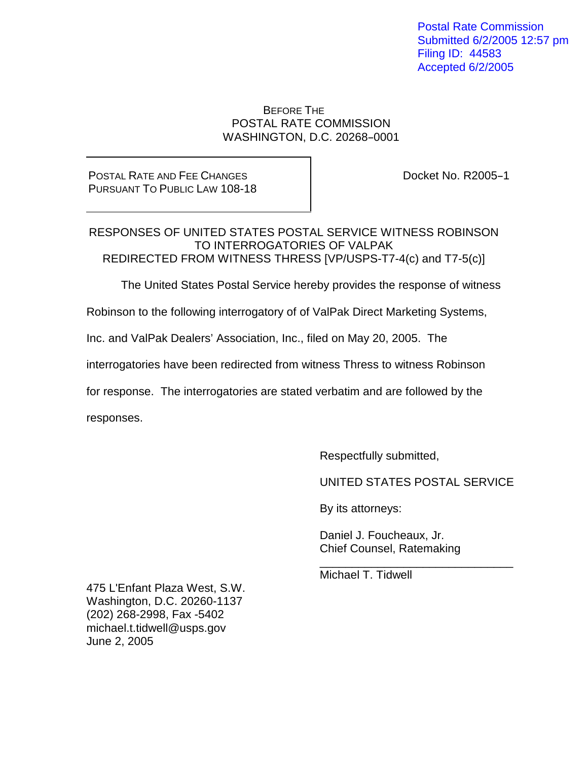Postal Rate Commission
Submitted 6/2/2005 12:57 pm
Filing ID: 44583
Accepted 6/2/2005

BEFORE THE
POSTAL RATE COMMISSION
WASHINGTON, D.C. 20268–0001

| | |
|---|---|
| POSTAL RATE AND FEE CHANGES PURSUANT TO PUBLIC LAW 108-18 | Docket No. R2005–1 |

RESPONSES OF UNITED STATES POSTAL SERVICE WITNESS ROBINSON TO INTERROGATORIES OF VALPAK REDIRECTED FROM WITNESS THRESS [VP/USPS-T7-4(c) and T7-5(c)]

The United States Postal Service hereby provides the response of witness Robinson to the following interrogatory of of ValPak Direct Marketing Systems, Inc. and ValPak Dealers' Association, Inc., filed on May 20, 2005. The interrogatories have been redirected from witness Thress to witness Robinson for response. The interrogatories are stated verbatim and are followed by the responses.

Respectfully submitted,

UNITED STATES POSTAL SERVICE

By its attorneys:

Daniel J. Foucheaux, Jr.
Chief Counsel, Ratemaking

______________________________
Michael T. Tidwell

475 L'Enfant Plaza West, S.W.
Washington, D.C. 20260-1137
(202) 268-2998, Fax -5402
michael.t.tidwell@usps.gov
June 2, 2005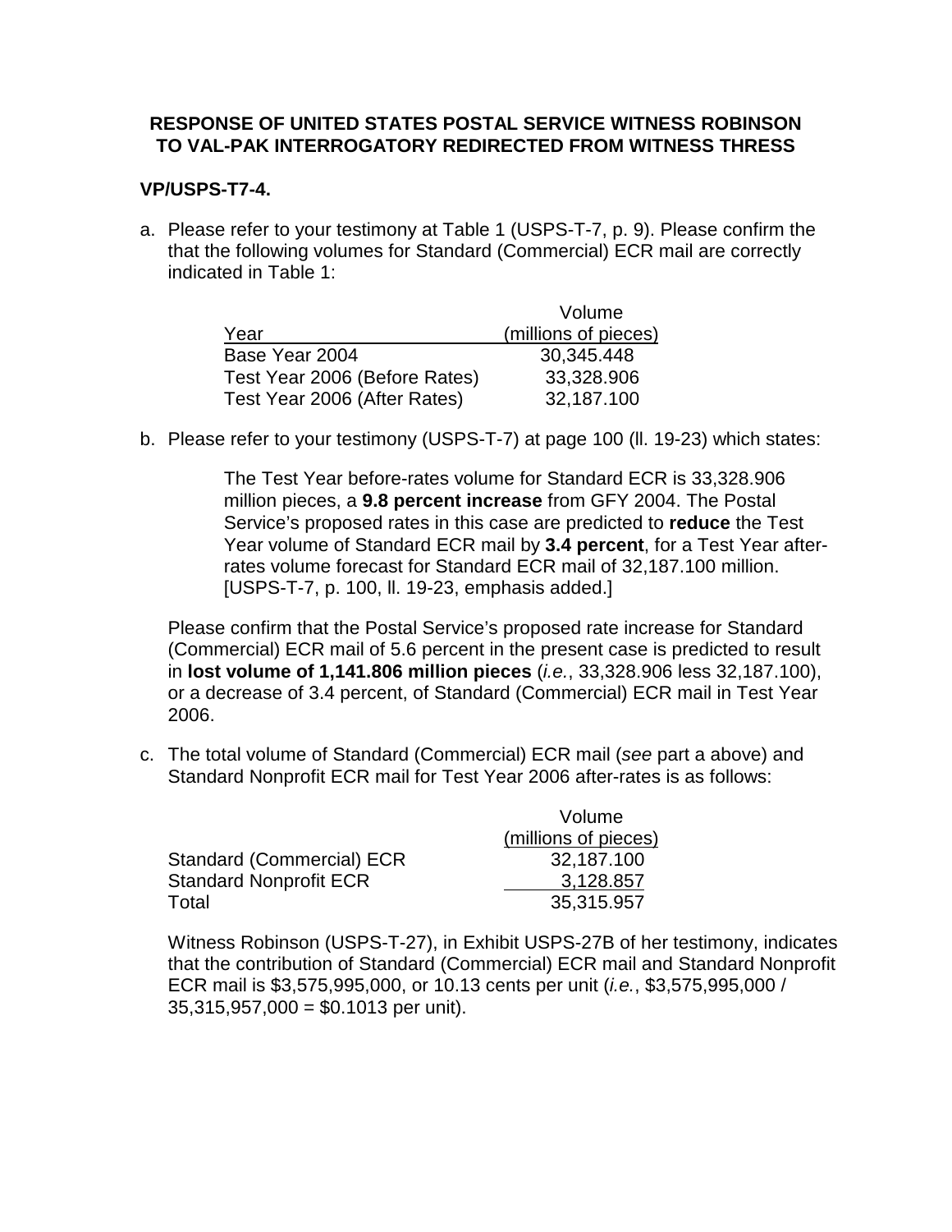**RESPONSE OF UNITED STATES POSTAL SERVICE WITNESS ROBINSON TO VAL-PAK INTERROGATORY REDIRECTED FROM WITNESS THRESS**

**VP/USPS-T7-4.**

a. Please refer to your testimony at Table 1 (USPS-T-7, p. 9). Please confirm the that the following volumes for Standard (Commercial) ECR mail are correctly indicated in Table 1:

| Year | Volume (millions of pieces) |
|---|---|
| Base Year 2004 | 30,345.448 |
| Test Year 2006 (Before Rates) | 33,328.906 |
| Test Year 2006 (After Rates) | 32,187.100 |

b. Please refer to your testimony (USPS-T-7) at page 100 (ll. 19-23) which states:

> The Test Year before-rates volume for Standard ECR is 33,328.906 million pieces, a **9.8 percent increase** from GFY 2004. The Postal Service's proposed rates in this case are predicted to **reduce** the Test Year volume of Standard ECR mail by **3.4 percent**, for a Test Year after-rates volume forecast for Standard ECR mail of 32,187.100 million. [USPS-T-7, p. 100, ll. 19-23, emphasis added.]

Please confirm that the Postal Service's proposed rate increase for Standard (Commercial) ECR mail of 5.6 percent in the present case is predicted to result in **lost volume of 1,141.806 million pieces** (*i.e.*, 33,328.906 less 32,187.100), or a decrease of 3.4 percent, of Standard (Commercial) ECR mail in Test Year 2006.

c. The total volume of Standard (Commercial) ECR mail (*see* part a above) and Standard Nonprofit ECR mail for Test Year 2006 after-rates is as follows:

| | Volume (millions of pieces) |
|---|---|
| Standard (Commercial) ECR | 32,187.100 |
| Standard Nonprofit ECR | 3,128.857 |
| Total | 35,315.957 |

Witness Robinson (USPS-T-27), in Exhibit USPS-27B of her testimony, indicates that the contribution of Standard (Commercial) ECR mail and Standard Nonprofit ECR mail is $3,575,995,000, or 10.13 cents per unit (*i.e.*, $3,575,995,000 / 35,315,957,000 = $0.1013 per unit).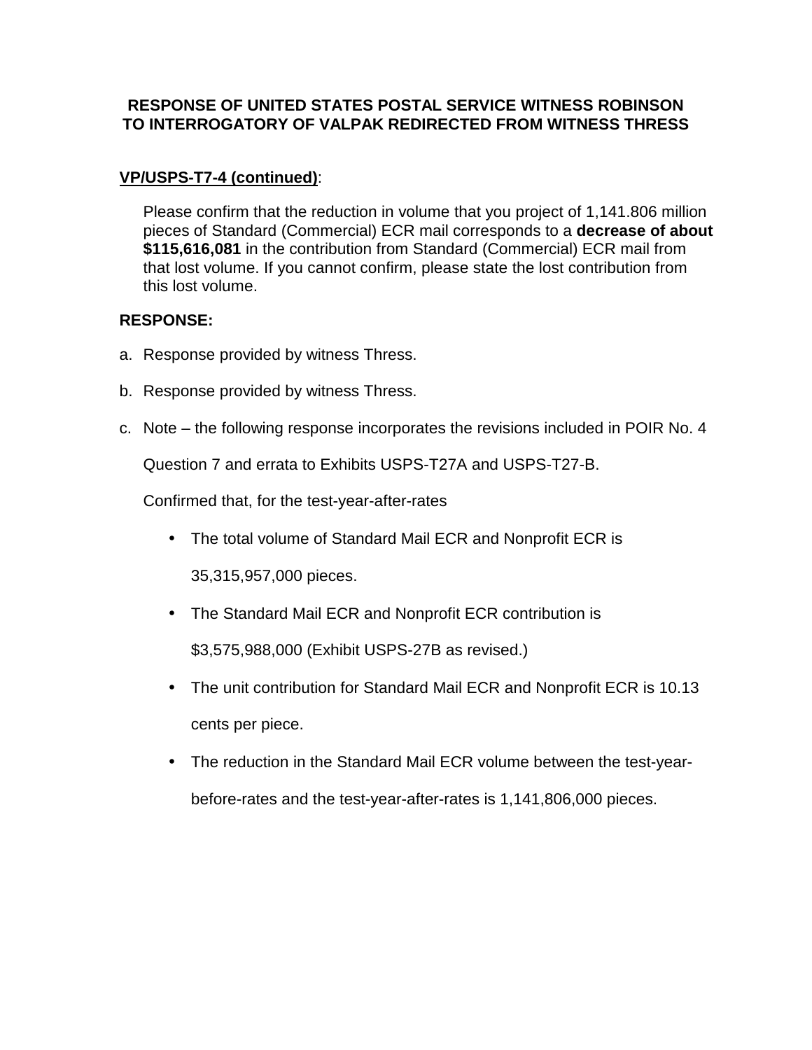**RESPONSE OF UNITED STATES POSTAL SERVICE WITNESS ROBINSON TO INTERROGATORY OF VALPAK REDIRECTED FROM WITNESS THRESS**

**VP/USPS-T7-4 (continued)**:

Please confirm that the reduction in volume that you project of 1,141.806 million pieces of Standard (Commercial) ECR mail corresponds to a **decrease of about $115,616,081** in the contribution from Standard (Commercial) ECR mail from that lost volume. If you cannot confirm, please state the lost contribution from this lost volume.

**RESPONSE:**

a. Response provided by witness Thress.

b. Response provided by witness Thress.

c. Note – the following response incorporates the revisions included in POIR No. 4 Question 7 and errata to Exhibits USPS-T27A and USPS-T27-B.

Confirmed that, for the test-year-after-rates

- The total volume of Standard Mail ECR and Nonprofit ECR is 35,315,957,000 pieces.
- The Standard Mail ECR and Nonprofit ECR contribution is $3,575,988,000 (Exhibit USPS-27B as revised.)
- The unit contribution for Standard Mail ECR and Nonprofit ECR is 10.13 cents per piece.
- The reduction in the Standard Mail ECR volume between the test-year-before-rates and the test-year-after-rates is 1,141,806,000 pieces.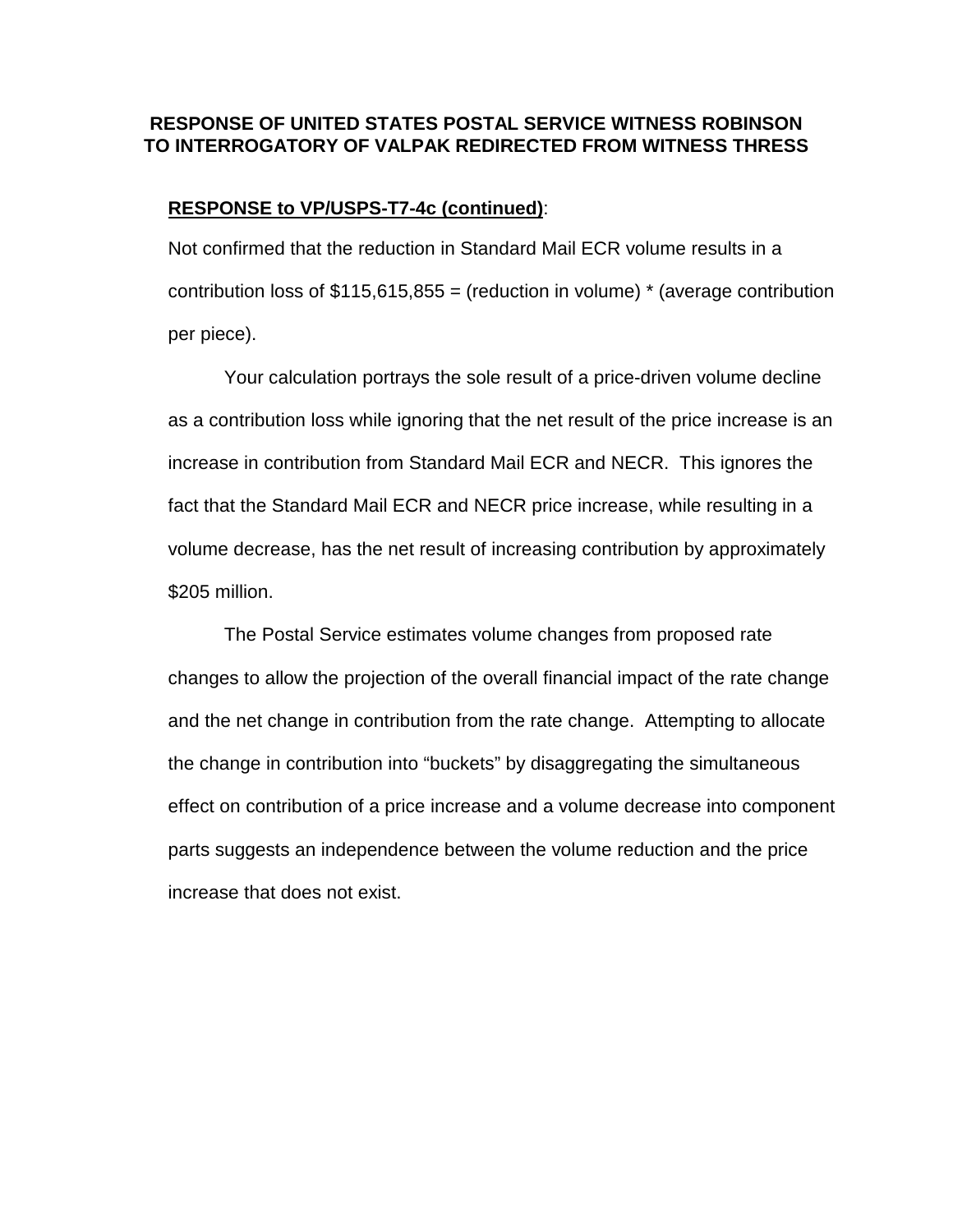**RESPONSE OF UNITED STATES POSTAL SERVICE WITNESS ROBINSON TO INTERROGATORY OF VALPAK REDIRECTED FROM WITNESS THRESS**

**<u>RESPONSE to VP/USPS-T7-4c (continued)</u>**:

Not confirmed that the reduction in Standard Mail ECR volume results in a contribution loss of $115,615,855 = (reduction in volume) * (average contribution per piece).

Your calculation portrays the sole result of a price-driven volume decline as a contribution loss while ignoring that the net result of the price increase is an increase in contribution from Standard Mail ECR and NECR. This ignores the fact that the Standard Mail ECR and NECR price increase, while resulting in a volume decrease, has the net result of increasing contribution by approximately $205 million.

The Postal Service estimates volume changes from proposed rate changes to allow the projection of the overall financial impact of the rate change and the net change in contribution from the rate change. Attempting to allocate the change in contribution into "buckets" by disaggregating the simultaneous effect on contribution of a price increase and a volume decrease into component parts suggests an independence between the volume reduction and the price increase that does not exist.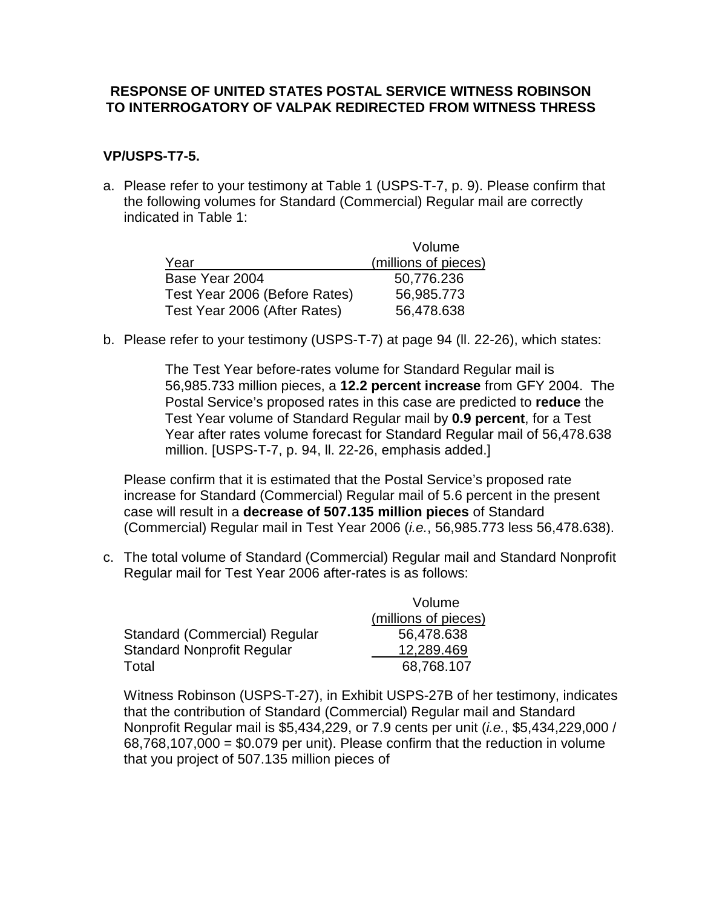**RESPONSE OF UNITED STATES POSTAL SERVICE WITNESS ROBINSON TO INTERROGATORY OF VALPAK REDIRECTED FROM WITNESS THRESS**

**VP/USPS-T7-5.**

a. Please refer to your testimony at Table 1 (USPS-T-7, p. 9). Please confirm that the following volumes for Standard (Commercial) Regular mail are correctly indicated in Table 1:

| Year | Volume (millions of pieces) |
|---|---|
| Base Year 2004 | 50,776.236 |
| Test Year 2006 (Before Rates) | 56,985.773 |
| Test Year 2006 (After Rates) | 56,478.638 |

b. Please refer to your testimony (USPS-T-7) at page 94 (ll. 22-26), which states:

> The Test Year before-rates volume for Standard Regular mail is 56,985.733 million pieces, a **12.2 percent increase** from GFY 2004. The Postal Service's proposed rates in this case are predicted to **reduce** the Test Year volume of Standard Regular mail by **0.9 percent**, for a Test Year after rates volume forecast for Standard Regular mail of 56,478.638 million. [USPS-T-7, p. 94, ll. 22-26, emphasis added.]

Please confirm that it is estimated that the Postal Service's proposed rate increase for Standard (Commercial) Regular mail of 5.6 percent in the present case will result in a **decrease of 507.135 million pieces** of Standard (Commercial) Regular mail in Test Year 2006 (*i.e.*, 56,985.773 less 56,478.638).

c. The total volume of Standard (Commercial) Regular mail and Standard Nonprofit Regular mail for Test Year 2006 after-rates is as follows:

| | Volume (millions of pieces) |
|---|---|
| Standard (Commercial) Regular | 56,478.638 |
| Standard Nonprofit Regular | 12,289.469 |
| Total | 68,768.107 |

Witness Robinson (USPS-T-27), in Exhibit USPS-27B of her testimony, indicates that the contribution of Standard (Commercial) Regular mail and Standard Nonprofit Regular mail is $5,434,229, or 7.9 cents per unit (*i.e.*, $5,434,229,000 / 68,768,107,000 = $0.079 per unit). Please confirm that the reduction in volume that you project of 507.135 million pieces of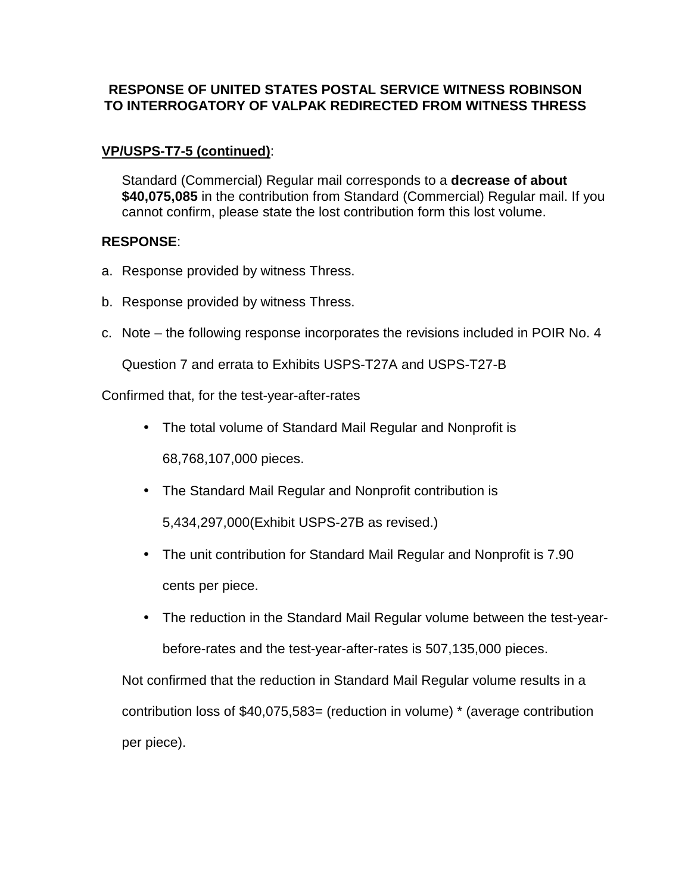**RESPONSE OF UNITED STATES POSTAL SERVICE WITNESS ROBINSON TO INTERROGATORY OF VALPAK REDIRECTED FROM WITNESS THRESS**

**VP/USPS-T7-5 (continued)**:

Standard (Commercial) Regular mail corresponds to a **decrease of about $40,075,085** in the contribution from Standard (Commercial) Regular mail. If you cannot confirm, please state the lost contribution form this lost volume.

**RESPONSE**:

a. Response provided by witness Thress.

b. Response provided by witness Thress.

c. Note – the following response incorporates the revisions included in POIR No. 4 Question 7 and errata to Exhibits USPS-T27A and USPS-T27-B

Confirmed that, for the test-year-after-rates

- The total volume of Standard Mail Regular and Nonprofit is 68,768,107,000 pieces.
- The Standard Mail Regular and Nonprofit contribution is 5,434,297,000(Exhibit USPS-27B as revised.)
- The unit contribution for Standard Mail Regular and Nonprofit is 7.90 cents per piece.
- The reduction in the Standard Mail Regular volume between the test-year-before-rates and the test-year-after-rates is 507,135,000 pieces.

Not confirmed that the reduction in Standard Mail Regular volume results in a contribution loss of $40,075,583= (reduction in volume) * (average contribution per piece).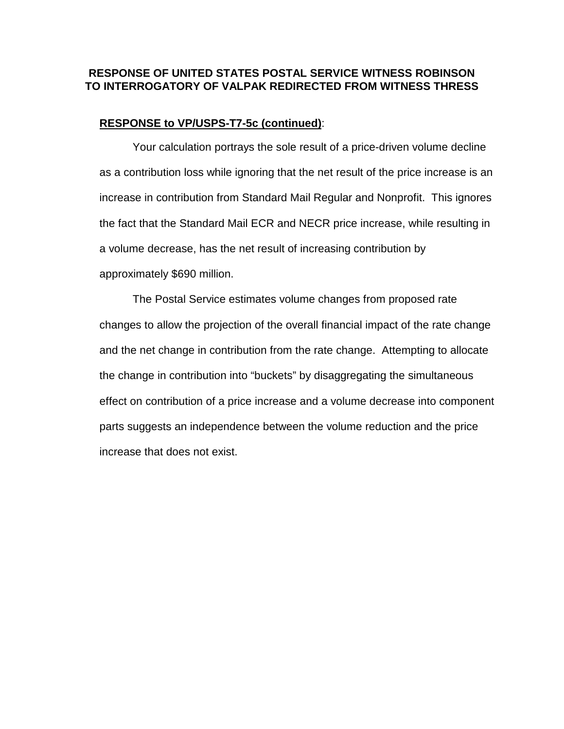**RESPONSE OF UNITED STATES POSTAL SERVICE WITNESS ROBINSON TO INTERROGATORY OF VALPAK REDIRECTED FROM WITNESS THRESS**

**RESPONSE to VP/USPS-T7-5c (continued)**:

Your calculation portrays the sole result of a price-driven volume decline as a contribution loss while ignoring that the net result of the price increase is an increase in contribution from Standard Mail Regular and Nonprofit. This ignores the fact that the Standard Mail ECR and NECR price increase, while resulting in a volume decrease, has the net result of increasing contribution by approximately $690 million.

The Postal Service estimates volume changes from proposed rate changes to allow the projection of the overall financial impact of the rate change and the net change in contribution from the rate change. Attempting to allocate the change in contribution into “buckets” by disaggregating the simultaneous effect on contribution of a price increase and a volume decrease into component parts suggests an independence between the volume reduction and the price increase that does not exist.